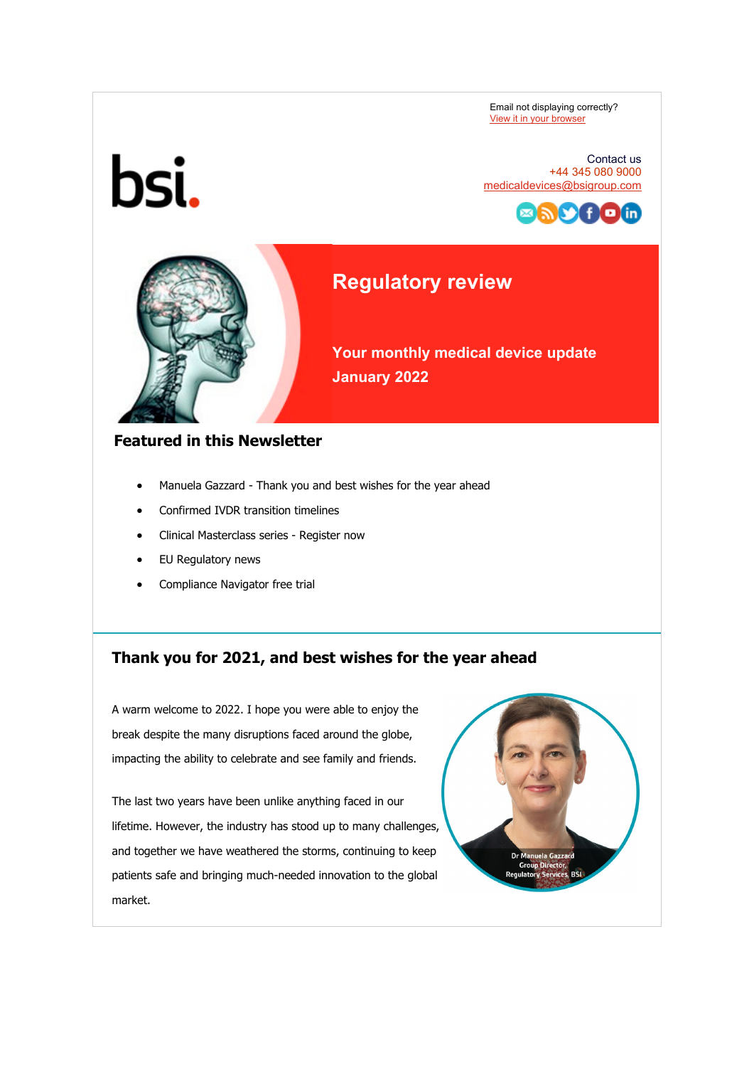Email not displaying correctly?
View it in your browser

Contact us
+44 345 080 9000
medicaldevices@bsigroup.com

# Regulatory review

## Your monthly medical device update January 2022

## Featured in this Newsletter

- Manuela Gazzard - Thank you and best wishes for the year ahead
- Confirmed IVDR transition timelines
- Clinical Masterclass series - Register now
- EU Regulatory news
- Compliance Navigator free trial

## Thank you for 2021, and best wishes for the year ahead

A warm welcome to 2022. I hope you were able to enjoy the break despite the many disruptions faced around the globe, impacting the ability to celebrate and see family and friends.

The last two years have been unlike anything faced in our lifetime. However, the industry has stood up to many challenges, and together we have weathered the storms, continuing to keep patients safe and bringing much-needed innovation to the global market.

Dr Manuela Gazzard
Group Director,
Regulatory Services, BSI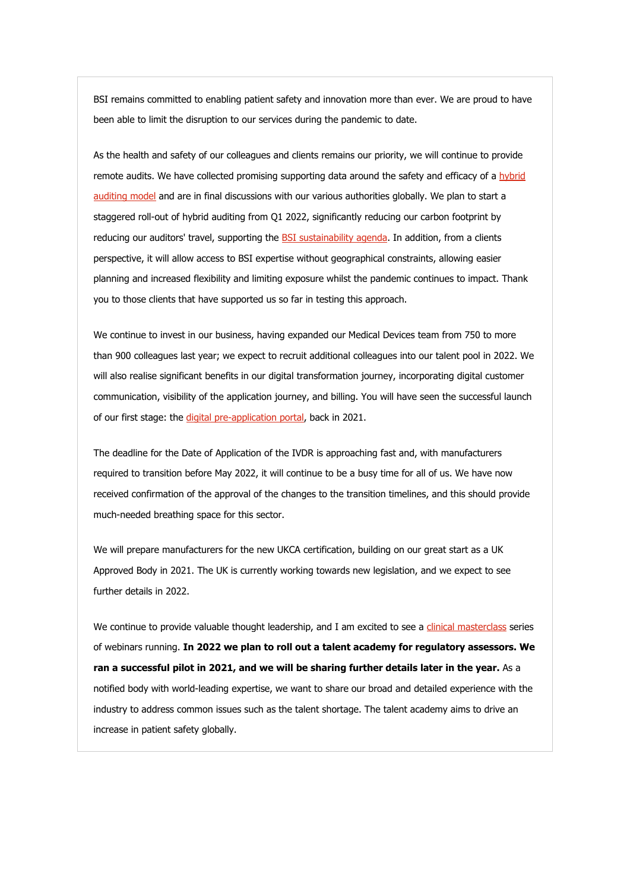BSI remains committed to enabling patient safety and innovation more than ever. We are proud to have been able to limit the disruption to our services during the pandemic to date.

As the health and safety of our colleagues and clients remains our priority, we will continue to provide remote audits. We have collected promising supporting data around the safety and efficacy of a hybrid auditing model and are in final discussions with our various authorities globally. We plan to start a staggered roll-out of hybrid auditing from Q1 2022, significantly reducing our carbon footprint by reducing our auditors' travel, supporting the BSI sustainability agenda. In addition, from a clients perspective, it will allow access to BSI expertise without geographical constraints, allowing easier planning and increased flexibility and limiting exposure whilst the pandemic continues to impact. Thank you to those clients that have supported us so far in testing this approach.

We continue to invest in our business, having expanded our Medical Devices team from 750 to more than 900 colleagues last year; we expect to recruit additional colleagues into our talent pool in 2022. We will also realise significant benefits in our digital transformation journey, incorporating digital customer communication, visibility of the application journey, and billing. You will have seen the successful launch of our first stage: the digital pre-application portal, back in 2021.

The deadline for the Date of Application of the IVDR is approaching fast and, with manufacturers required to transition before May 2022, it will continue to be a busy time for all of us. We have now received confirmation of the approval of the changes to the transition timelines, and this should provide much-needed breathing space for this sector.

We will prepare manufacturers for the new UKCA certification, building on our great start as a UK Approved Body in 2021. The UK is currently working towards new legislation, and we expect to see further details in 2022.

We continue to provide valuable thought leadership, and I am excited to see a clinical masterclass series of webinars running. **In 2022 we plan to roll out a talent academy for regulatory assessors. We ran a successful pilot in 2021, and we will be sharing further details later in the year.** As a notified body with world-leading expertise, we want to share our broad and detailed experience with the industry to address common issues such as the talent shortage. The talent academy aims to drive an increase in patient safety globally.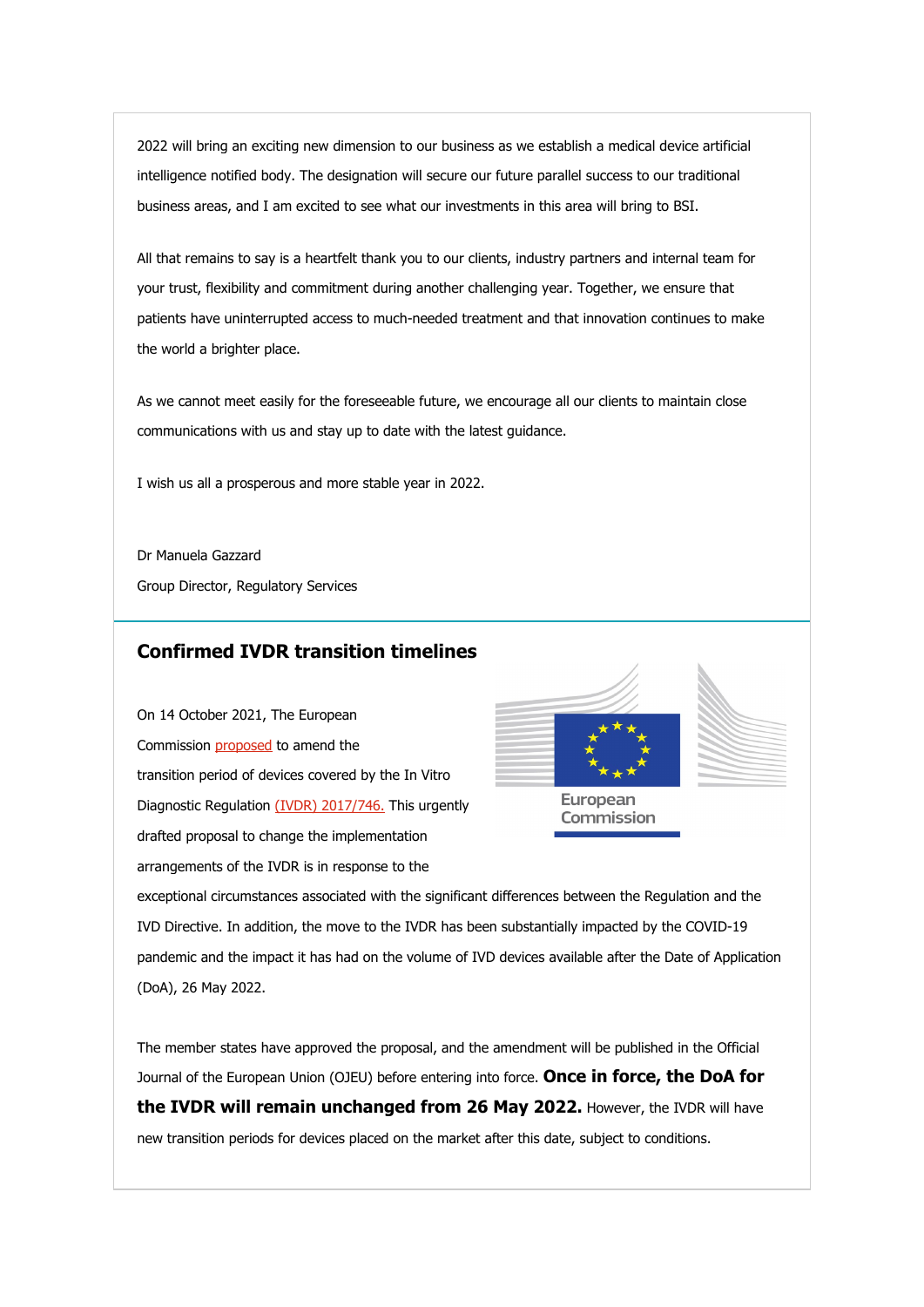2022 will bring an exciting new dimension to our business as we establish a medical device artificial intelligence notified body. The designation will secure our future parallel success to our traditional business areas, and I am excited to see what our investments in this area will bring to BSI.

All that remains to say is a heartfelt thank you to our clients, industry partners and internal team for your trust, flexibility and commitment during another challenging year. Together, we ensure that patients have uninterrupted access to much-needed treatment and that innovation continues to make the world a brighter place.

As we cannot meet easily for the foreseeable future, we encourage all our clients to maintain close communications with us and stay up to date with the latest guidance.

I wish us all a prosperous and more stable year in 2022.

Dr Manuela Gazzard

Group Director, Regulatory Services

## Confirmed IVDR transition timelines

On 14 October 2021, The European Commission proposed to amend the transition period of devices covered by the In Vitro Diagnostic Regulation (IVDR) 2017/746. This urgently drafted proposal to change the implementation arrangements of the IVDR is in response to the exceptional circumstances associated with the significant differences between the Regulation and the IVD Directive. In addition, the move to the IVDR has been substantially impacted by the COVID-19 pandemic and the impact it has had on the volume of IVD devices available after the Date of Application (DoA), 26 May 2022.

The member states have approved the proposal, and the amendment will be published in the Official Journal of the European Union (OJEU) before entering into force. **Once in force, the DoA for the IVDR will remain unchanged from 26 May 2022.** However, the IVDR will have new transition periods for devices placed on the market after this date, subject to conditions.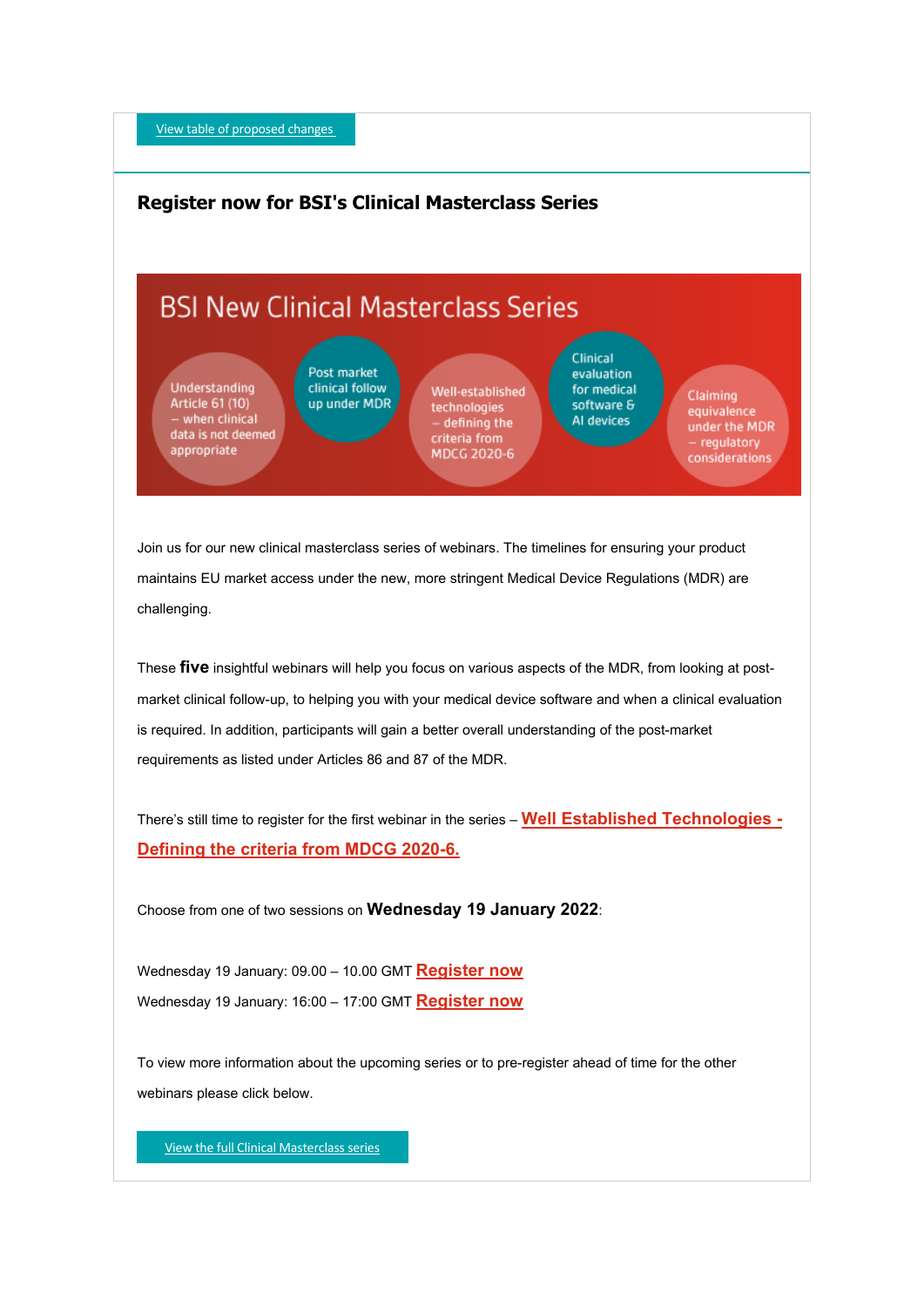View table of proposed changes

## Register now for BSI's Clinical Masterclass Series

BSI New Clinical Masterclass Series

Understanding Article 61 (10) – when clinical data is not deemed appropriate

Post market clinical follow up under MDR

Well-established technologies – defining the criteria from MDCG 2020-6

Clinical evaluation for medical software & AI devices

Claiming equivalence under the MDR – regulatory considerations

Join us for our new clinical masterclass series of webinars. The timelines for ensuring your product maintains EU market access under the new, more stringent Medical Device Regulations (MDR) are challenging.

These **five** insightful webinars will help you focus on various aspects of the MDR, from looking at post-market clinical follow-up, to helping you with your medical device software and when a clinical evaluation is required. In addition, participants will gain a better overall understanding of the post-market requirements as listed under Articles 86 and 87 of the MDR.

There's still time to register for the first webinar in the series – **Well Established Technologies - Defining the criteria from MDCG 2020-6.**

Choose from one of two sessions on **Wednesday 19 January 2022**:

Wednesday 19 January: 09.00 – 10.00 GMT **Register now**
Wednesday 19 January: 16:00 – 17:00 GMT **Register now**

To view more information about the upcoming series or to pre-register ahead of time for the other webinars please click below.

View the full Clinical Masterclass series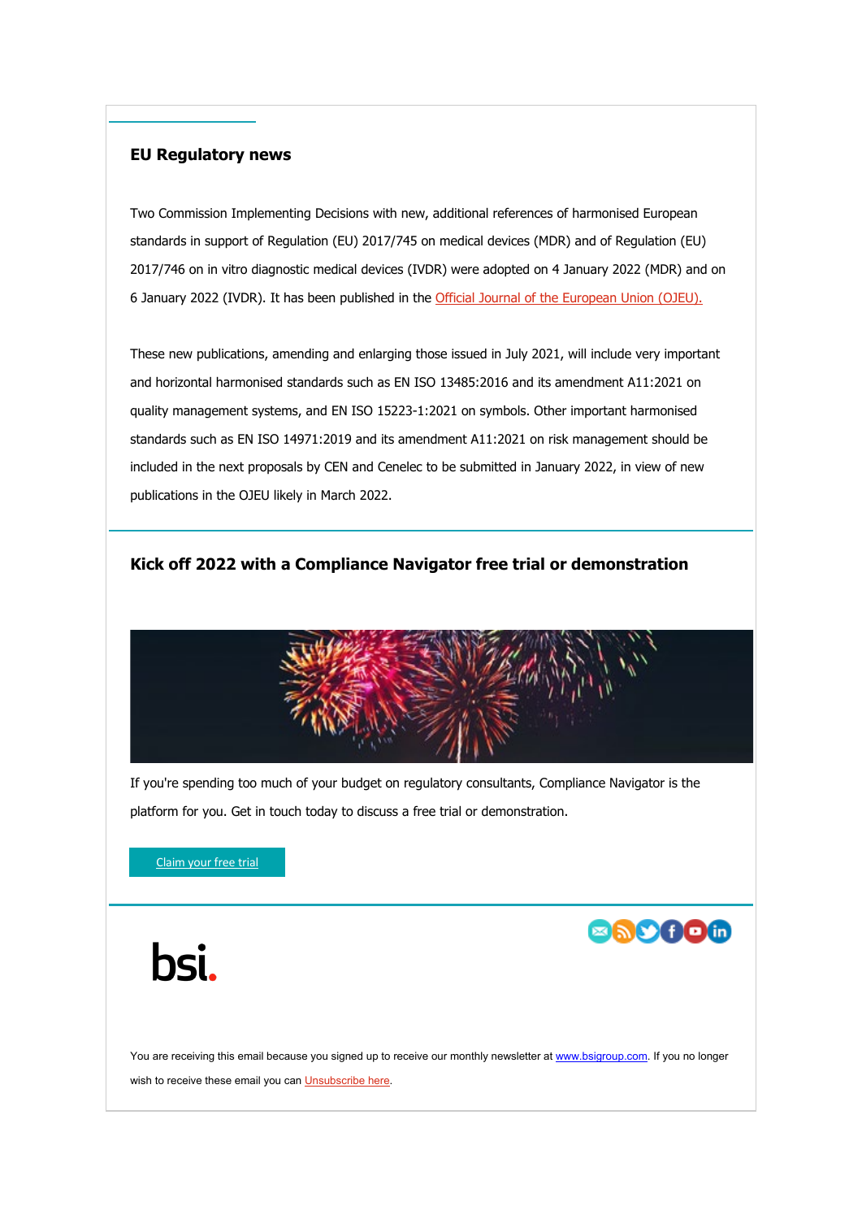## EU Regulatory news

Two Commission Implementing Decisions with new, additional references of harmonised European standards in support of Regulation (EU) 2017/745 on medical devices (MDR) and of Regulation (EU) 2017/746 on in vitro diagnostic medical devices (IVDR) were adopted on 4 January 2022 (MDR) and on 6 January 2022 (IVDR). It has been published in the Official Journal of the European Union (OJEU).

These new publications, amending and enlarging those issued in July 2021, will include very important and horizontal harmonised standards such as EN ISO 13485:2016 and its amendment A11:2021 on quality management systems, and EN ISO 15223-1:2021 on symbols. Other important harmonised standards such as EN ISO 14971:2019 and its amendment A11:2021 on risk management should be included in the next proposals by CEN and Cenelec to be submitted in January 2022, in view of new publications in the OJEU likely in March 2022.

## Kick off 2022 with a Compliance Navigator free trial or demonstration

If you're spending too much of your budget on regulatory consultants, Compliance Navigator is the platform for you. Get in touch today to discuss a free trial or demonstration.

Claim your free trial

bsi.

You are receiving this email because you signed up to receive our monthly newsletter at www.bsigroup.com. If you no longer wish to receive these email you can Unsubscribe here.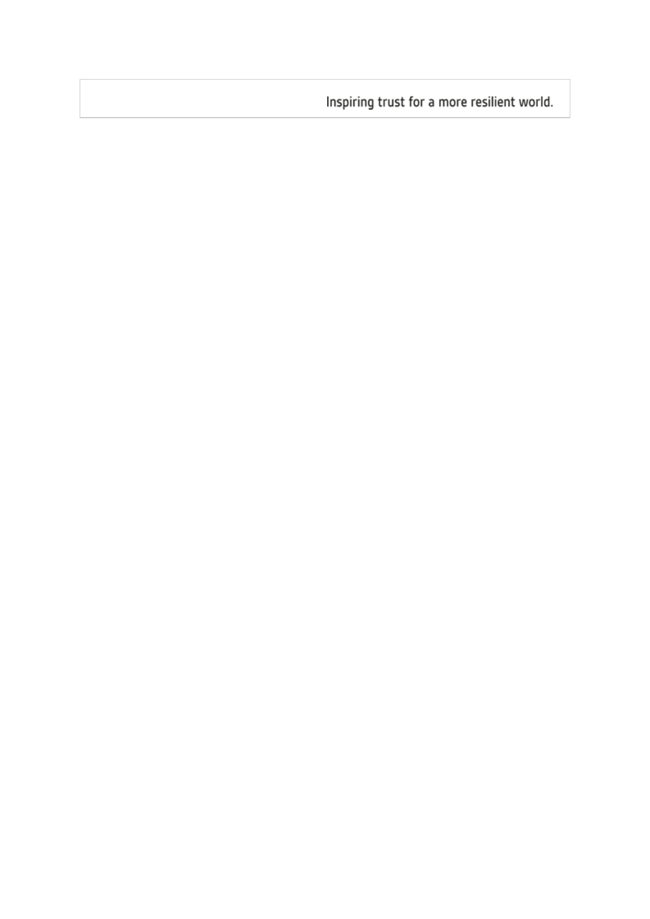Inspiring trust for a more resilient world.